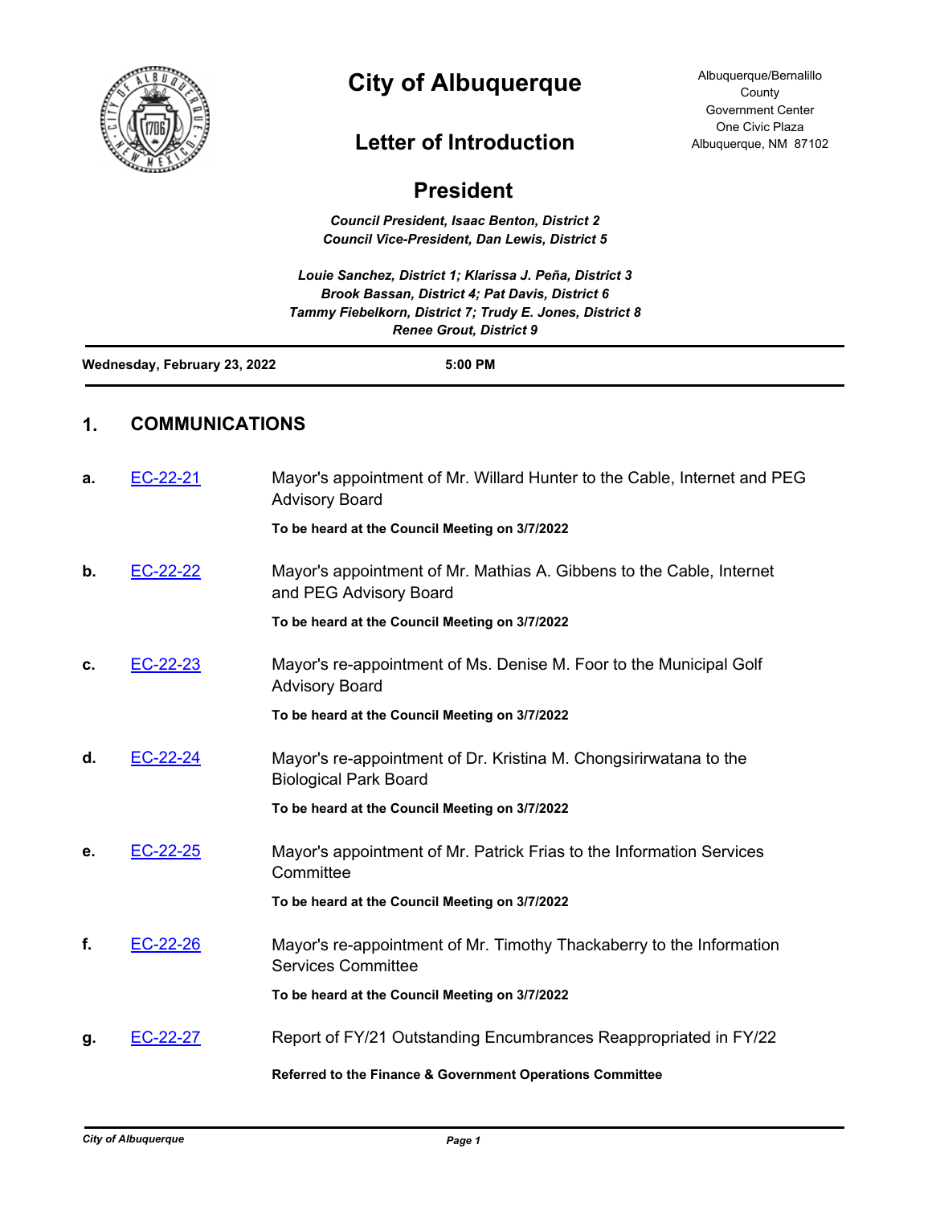# City of Albuquerque

Albuquerque/Bernalillo County
Government Center
One Civic Plaza
Albuquerque, NM 87102

## Letter of Introduction

## President

***Council President, Isaac Benton, District 2***
***Council Vice-President, Dan Lewis, District 5***

***Louie Sanchez, District 1; Klarissa J. Peña, District 3***
***Brook Bassan, District 4; Pat Davis, District 6***
***Tammy Fiebelkorn, District 7; Trudy E. Jones, District 8***
***Renee Grout, District 9***

**Wednesday, February 23, 2022** **5:00 PM**

## 1. COMMUNICATIONS

**a.** EC-22-21 Mayor's appointment of Mr. Willard Hunter to the Cable, Internet and PEG Advisory Board

**To be heard at the Council Meeting on 3/7/2022**

**b.** EC-22-22 Mayor's appointment of Mr. Mathias A. Gibbens to the Cable, Internet and PEG Advisory Board

**To be heard at the Council Meeting on 3/7/2022**

**c.** EC-22-23 Mayor's re-appointment of Ms. Denise M. Foor to the Municipal Golf Advisory Board

**To be heard at the Council Meeting on 3/7/2022**

**d.** EC-22-24 Mayor's re-appointment of Dr. Kristina M. Chongsirirwatana to the Biological Park Board

**To be heard at the Council Meeting on 3/7/2022**

**e.** EC-22-25 Mayor's appointment of Mr. Patrick Frias to the Information Services Committee

**To be heard at the Council Meeting on 3/7/2022**

**f.** EC-22-26 Mayor's re-appointment of Mr. Timothy Thackaberry to the Information Services Committee

**To be heard at the Council Meeting on 3/7/2022**

**g.** EC-22-27 Report of FY/21 Outstanding Encumbrances Reappropriated in FY/22

**Referred to the Finance & Government Operations Committee**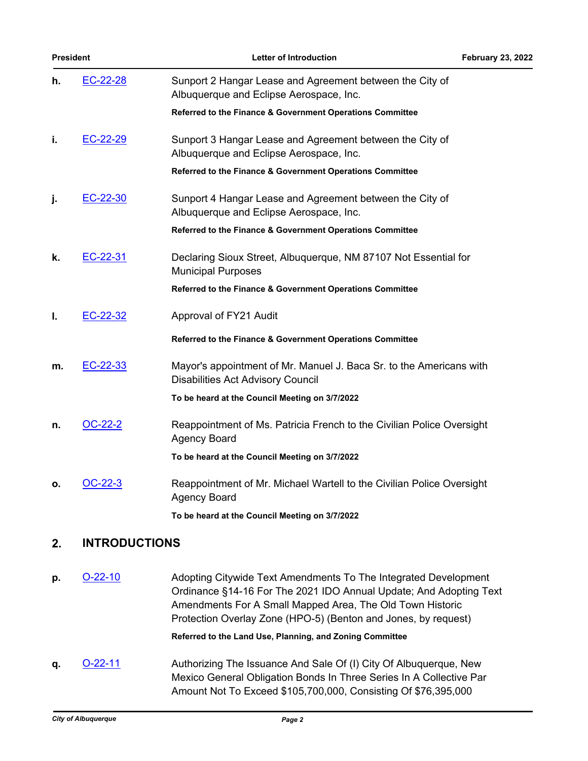**h.** EC-22-28 Sunport 2 Hangar Lease and Agreement between the City of Albuquerque and Eclipse Aerospace, Inc.

**Referred to the Finance & Government Operations Committee**

**i.** EC-22-29 Sunport 3 Hangar Lease and Agreement between the City of Albuquerque and Eclipse Aerospace, Inc.

**Referred to the Finance & Government Operations Committee**

**j.** EC-22-30 Sunport 4 Hangar Lease and Agreement between the City of Albuquerque and Eclipse Aerospace, Inc.

**Referred to the Finance & Government Operations Committee**

**k.** EC-22-31 Declaring Sioux Street, Albuquerque, NM 87107 Not Essential for Municipal Purposes

**Referred to the Finance & Government Operations Committee**

**l.** EC-22-32 Approval of FY21 Audit

**Referred to the Finance & Government Operations Committee**

**m.** EC-22-33 Mayor's appointment of Mr. Manuel J. Baca Sr. to the Americans with Disabilities Act Advisory Council

**To be heard at the Council Meeting on 3/7/2022**

**n.** OC-22-2 Reappointment of Ms. Patricia French to the Civilian Police Oversight Agency Board

**To be heard at the Council Meeting on 3/7/2022**

**o.** OC-22-3 Reappointment of Mr. Michael Wartell to the Civilian Police Oversight Agency Board

**To be heard at the Council Meeting on 3/7/2022**

## 2. INTRODUCTIONS

**p.** O-22-10 Adopting Citywide Text Amendments To The Integrated Development Ordinance §14-16 For The 2021 IDO Annual Update; And Adopting Text Amendments For A Small Mapped Area, The Old Town Historic Protection Overlay Zone (HPO-5) (Benton and Jones, by request)

**Referred to the Land Use, Planning, and Zoning Committee**

**q.** O-22-11 Authorizing The Issuance And Sale Of (I) City Of Albuquerque, New Mexico General Obligation Bonds In Three Series In A Collective Par Amount Not To Exceed $105,700,000, Consisting Of $76,395,000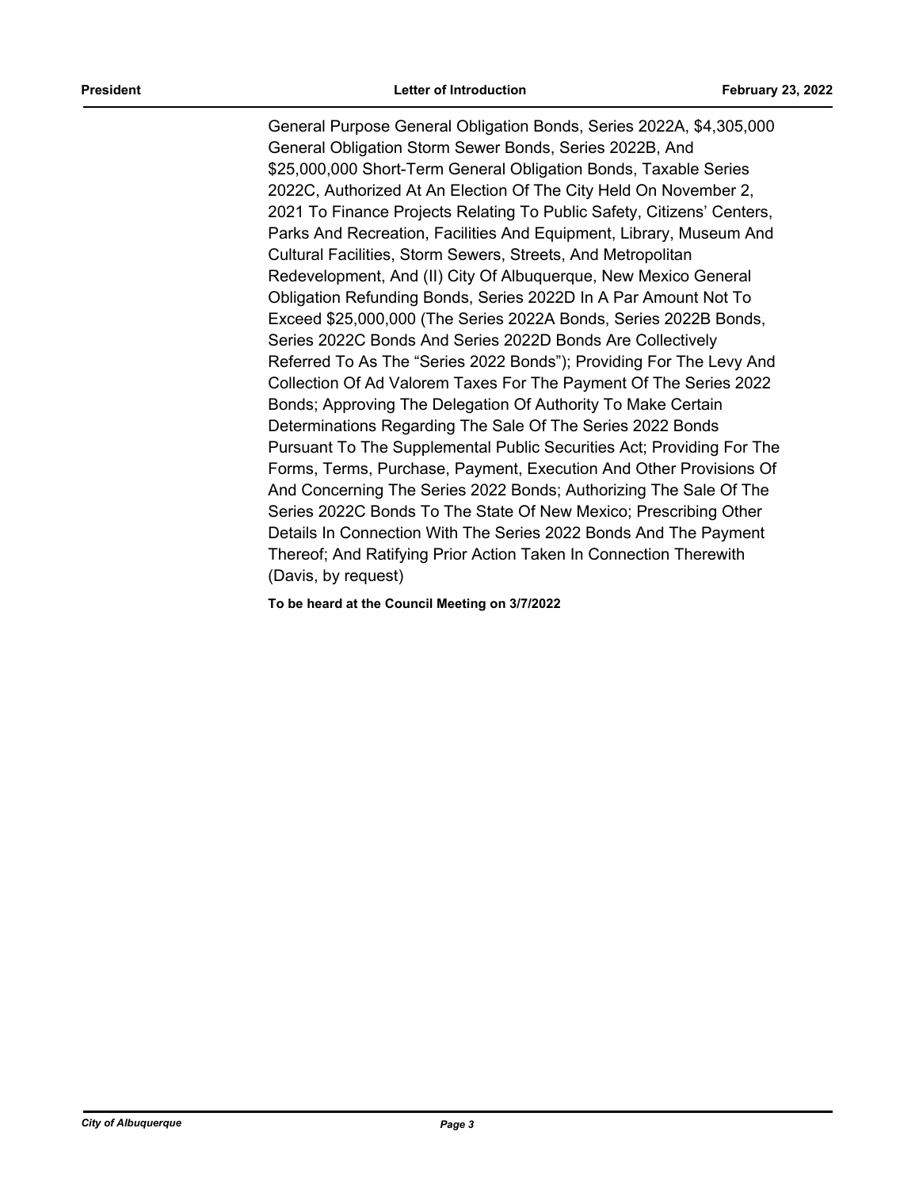General Purpose General Obligation Bonds, Series 2022A, $4,305,000 General Obligation Storm Sewer Bonds, Series 2022B, And $25,000,000 Short-Term General Obligation Bonds, Taxable Series 2022C, Authorized At An Election Of The City Held On November 2, 2021 To Finance Projects Relating To Public Safety, Citizens' Centers, Parks And Recreation, Facilities And Equipment, Library, Museum And Cultural Facilities, Storm Sewers, Streets, And Metropolitan Redevelopment, And (II) City Of Albuquerque, New Mexico General Obligation Refunding Bonds, Series 2022D In A Par Amount Not To Exceed $25,000,000 (The Series 2022A Bonds, Series 2022B Bonds, Series 2022C Bonds And Series 2022D Bonds Are Collectively Referred To As The "Series 2022 Bonds"); Providing For The Levy And Collection Of Ad Valorem Taxes For The Payment Of The Series 2022 Bonds; Approving The Delegation Of Authority To Make Certain Determinations Regarding The Sale Of The Series 2022 Bonds Pursuant To The Supplemental Public Securities Act; Providing For The Forms, Terms, Purchase, Payment, Execution And Other Provisions Of And Concerning The Series 2022 Bonds; Authorizing The Sale Of The Series 2022C Bonds To The State Of New Mexico; Prescribing Other Details In Connection With The Series 2022 Bonds And The Payment Thereof; And Ratifying Prior Action Taken In Connection Therewith (Davis, by request)

**To be heard at the Council Meeting on 3/7/2022**